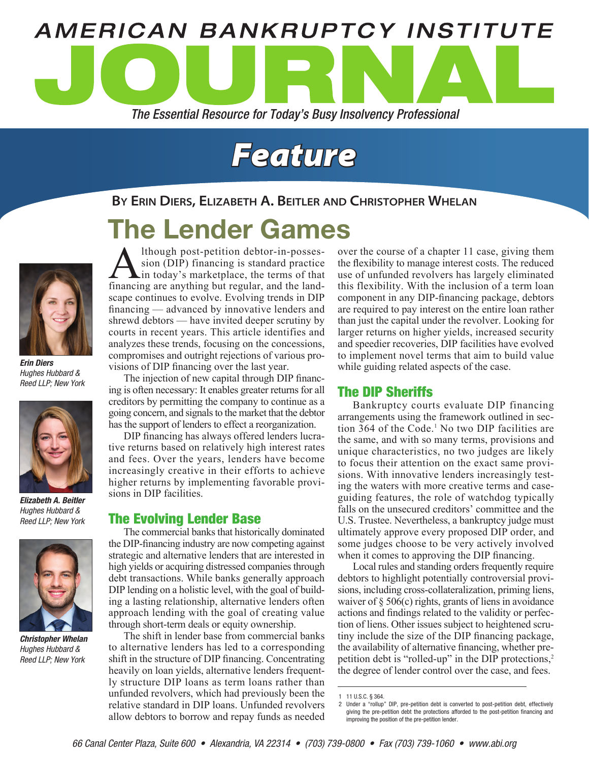# AMERICAN BANKRUPTCY INSTITUTE JOURNAL

*The Essential Resource for Today's Busy Insolvency Professional*

## Feature

**By Erin Diers, Elizabeth A. Beitler and Christopher Whelan**

# The Lender Games

***Erin Diers***
*Hughes Hubbard & Reed LLP; New York*

***Elizabeth A. Beitler***
*Hughes Hubbard & Reed LLP; New York*

***Christopher Whelan***
*Hughes Hubbard & Reed LLP; New York*

Although post-petition debtor-in-possession (DIP) financing is standard practice in today's marketplace, the terms of that financing are anything but regular, and the landscape continues to evolve. Evolving trends in DIP financing — advanced by innovative lenders and shrewd debtors — have invited deeper scrutiny by courts in recent years. This article identifies and analyzes these trends, focusing on the concessions, compromises and outright rejections of various provisions of DIP financing over the last year.

The injection of new capital through DIP financing is often necessary: It enables greater returns for all creditors by permitting the company to continue as a going concern, and signals to the market that the debtor has the support of lenders to effect a reorganization.

DIP financing has always offered lenders lucrative returns based on relatively high interest rates and fees. Over the years, lenders have become increasingly creative in their efforts to achieve higher returns by implementing favorable provisions in DIP facilities.

## The Evolving Lender Base

The commercial banks that historically dominated the DIP-financing industry are now competing against strategic and alternative lenders that are interested in high yields or acquiring distressed companies through debt transactions. While banks generally approach DIP lending on a holistic level, with the goal of building a lasting relationship, alternative lenders often approach lending with the goal of creating value through short-term deals or equity ownership.

The shift in lender base from commercial banks to alternative lenders has led to a corresponding shift in the structure of DIP financing. Concentrating heavily on loan yields, alternative lenders frequently structure DIP loans as term loans rather than unfunded revolvers, which had previously been the relative standard in DIP loans. Unfunded revolvers allow debtors to borrow and repay funds as needed over the course of a chapter 11 case, giving them the flexibility to manage interest costs. The reduced use of unfunded revolvers has largely eliminated this flexibility. With the inclusion of a term loan component in any DIP-financing package, debtors are required to pay interest on the entire loan rather than just the capital under the revolver. Looking for larger returns on higher yields, increased security and speedier recoveries, DIP facilities have evolved to implement novel terms that aim to build value while guiding related aspects of the case.

## The DIP Sheriffs

Bankruptcy courts evaluate DIP financing arrangements using the framework outlined in section 364 of the Code.[1] No two DIP facilities are the same, and with so many terms, provisions and unique characteristics, no two judges are likely to focus their attention on the exact same provisions. With innovative lenders increasingly testing the waters with more creative terms and case-guiding features, the role of watchdog typically falls on the unsecured creditors' committee and the U.S. Trustee. Nevertheless, a bankruptcy judge must ultimately approve every proposed DIP order, and some judges choose to be very actively involved when it comes to approving the DIP financing.

Local rules and standing orders frequently require debtors to highlight potentially controversial provisions, including cross-collateralization, priming liens, waiver of § 506(c) rights, grants of liens in avoidance actions and findings related to the validity or perfection of liens. Other issues subject to heightened scrutiny include the size of the DIP financing package, the availability of alternative financing, whether pre-petition debt is "rolled-up" in the DIP protections,[2] the degree of lender control over the case, and fees.

---

1 11 U.S.C. § 364.

2 Under a "rollup" DIP, pre-petition debt is converted to post-petition debt, effectively giving the pre-petition debt the protections afforded to the post-petition financing and improving the position of the pre-petition lender.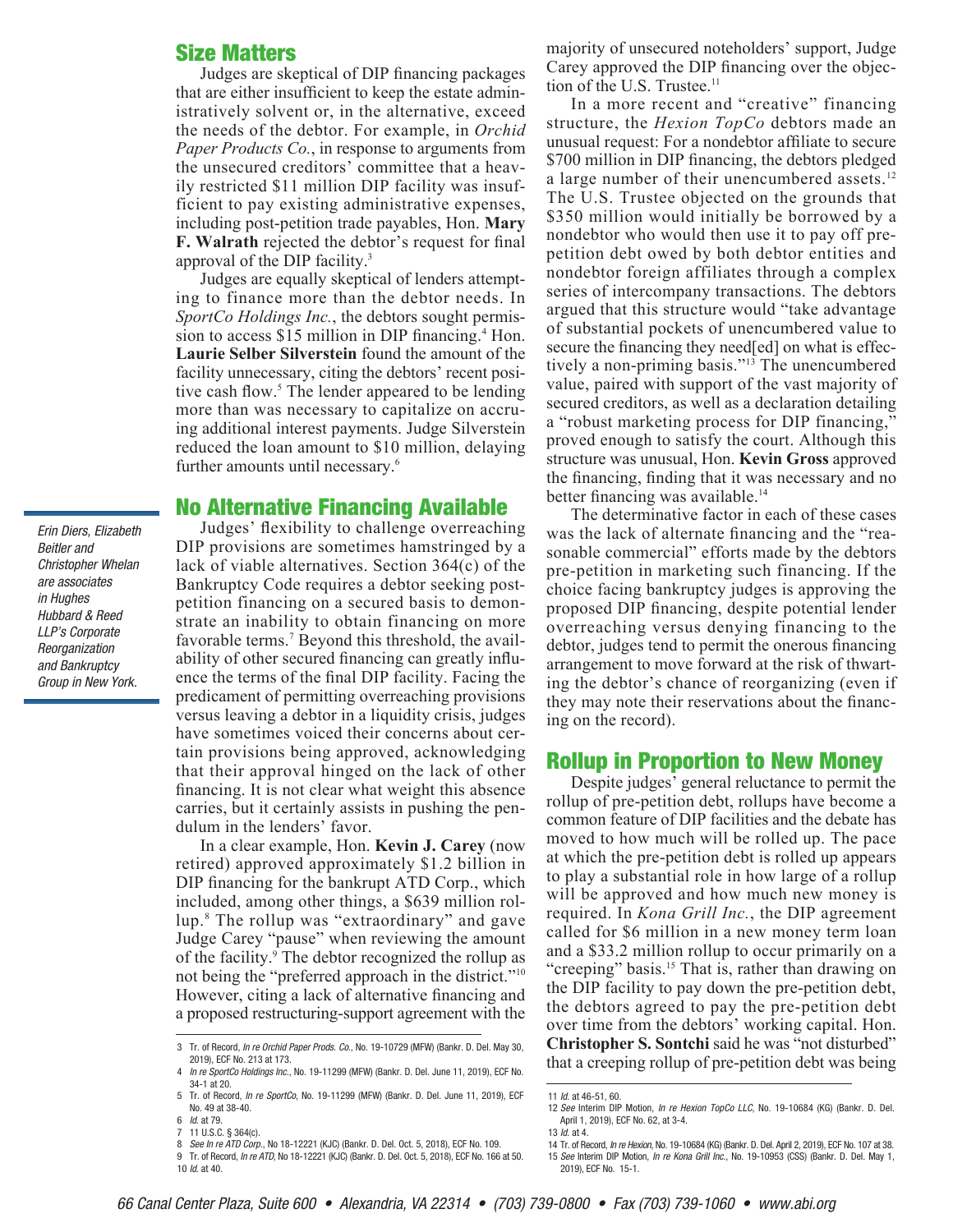## Size Matters

Judges are skeptical of DIP financing packages that are either insufficient to keep the estate administratively solvent or, in the alternative, exceed the needs of the debtor. For example, in *Orchid Paper Products Co.*, in response to arguments from the unsecured creditors' committee that a heavily restricted $11 million DIP facility was insufficient to pay existing administrative expenses, including post-petition trade payables, Hon. **Mary F. Walrath** rejected the debtor's request for final approval of the DIP facility.[3]

Judges are equally skeptical of lenders attempting to finance more than the debtor needs. In *SportCo Holdings Inc.*, the debtors sought permission to access $15 million in DIP financing.[4] Hon. **Laurie Selber Silverstein** found the amount of the facility unnecessary, citing the debtors' recent positive cash flow.[5] The lender appeared to be lending more than was necessary to capitalize on accruing additional interest payments. Judge Silverstein reduced the loan amount to $10 million, delaying further amounts until necessary.[6]

*Erin Diers, Elizabeth Beitler and Christopher Whelan are associates in Hughes Hubbard & Reed LLP's Corporate Reorganization and Bankruptcy Group in New York.*

## No Alternative Financing Available

Judges' flexibility to challenge overreaching DIP provisions are sometimes hamstringed by a lack of viable alternatives. Section 364(c) of the Bankruptcy Code requires a debtor seeking post-petition financing on a secured basis to demonstrate an inability to obtain financing on more favorable terms.[7] Beyond this threshold, the availability of other secured financing can greatly influence the terms of the final DIP facility. Facing the predicament of permitting overreaching provisions versus leaving a debtor in a liquidity crisis, judges have sometimes voiced their concerns about certain provisions being approved, acknowledging that their approval hinged on the lack of other financing. It is not clear what weight this absence carries, but it certainly assists in pushing the pendulum in the lenders' favor.

In a clear example, Hon. **Kevin J. Carey** (now retired) approved approximately $1.2 billion in DIP financing for the bankrupt ATD Corp., which included, among other things, a $639 million rollup.[8] The rollup was "extraordinary" and gave Judge Carey "pause" when reviewing the amount of the facility.[9] The debtor recognized the rollup as not being the "preferred approach in the district."[10] However, citing a lack of alternative financing and a proposed restructuring-support agreement with the majority of unsecured noteholders' support, Judge Carey approved the DIP financing over the objection of the U.S. Trustee.[11]

In a more recent and "creative" financing structure, the *Hexion TopCo* debtors made an unusual request: For a nondebtor affiliate to secure $700 million in DIP financing, the debtors pledged a large number of their unencumbered assets.[12] The U.S. Trustee objected on the grounds that $350 million would initially be borrowed by a nondebtor who would then use it to pay off pre-petition debt owed by both debtor entities and nondebtor foreign affiliates through a complex series of intercompany transactions. The debtors argued that this structure would "take advantage of substantial pockets of unencumbered value to secure the financing they need[ed] on what is effectively a non-priming basis."[13] The unencumbered value, paired with support of the vast majority of secured creditors, as well as a declaration detailing a "robust marketing process for DIP financing," proved enough to satisfy the court. Although this structure was unusual, Hon. **Kevin Gross** approved the financing, finding that it was necessary and no better financing was available.[14]

The determinative factor in each of these cases was the lack of alternate financing and the "reasonable commercial" efforts made by the debtors pre-petition in marketing such financing. If the choice facing bankruptcy judges is approving the proposed DIP financing, despite potential lender overreaching versus denying financing to the debtor, judges tend to permit the onerous financing arrangement to move forward at the risk of thwarting the debtor's chance of reorganizing (even if they may note their reservations about the financing on the record).

## Rollup in Proportion to New Money

Despite judges' general reluctance to permit the rollup of pre-petition debt, rollups have become a common feature of DIP facilities and the debate has moved to how much will be rolled up. The pace at which the pre-petition debt is rolled up appears to play a substantial role in how large of a rollup will be approved and how much new money is required. In *Kona Grill Inc.*, the DIP agreement called for $6 million in a new money term loan and a $33.2 million rollup to occur primarily on a "creeping" basis.[15] That is, rather than drawing on the DIP facility to pay down the pre-petition debt, the debtors agreed to pay the pre-petition debt over time from the debtors' working capital. Hon. **Christopher S. Sontchi** said he was "not disturbed" that a creeping rollup of pre-petition debt was being

---

3 Tr. of Record, *In re Orchid Paper Prods. Co.*, No. 19-10729 (MFW) (Bankr. D. Del. May 30, 2019), ECF No. 213 at 173.

4 *In re SportCo Holdings Inc.*, No. 19-11299 (MFW) (Bankr. D. Del. June 11, 2019), ECF No. 34-1 at 20.

5 Tr. of Record, *In re SportCo*, No. 19-11299 (MFW) (Bankr. D. Del. June 11, 2019), ECF No. 49 at 38-40.

6 *Id.* at 79.

7 11 U.S.C. § 364(c).

8 *See In re ATD Corp.*, No 18-12221 (KJC) (Bankr. D. Del. Oct. 5, 2018), ECF No. 109.

9 Tr. of Record, *In re ATD*, No 18-12221 (KJC) (Bankr. D. Del. Oct. 5, 2018), ECF No. 166 at 50.

10 *Id.* at 40.

11 *Id.* at 46-51, 60.

12 *See* Interim DIP Motion, *In re Hexion TopCo LLC*, No. 19-10684 (KG) (Bankr. D. Del. April 1, 2019), ECF No. 62, at 3-4.

13 *Id.* at 4.

14 Tr. of Record, *In re Hexion*, No. 19-10684 (KG) (Bankr. D. Del. April 2, 2019), ECF No. 107 at 38.

15 *See* Interim DIP Motion, *In re Kona Grill Inc.*, No. 19-10953 (CSS) (Bankr. D. Del. May 1, 2019), ECF No. 15-1.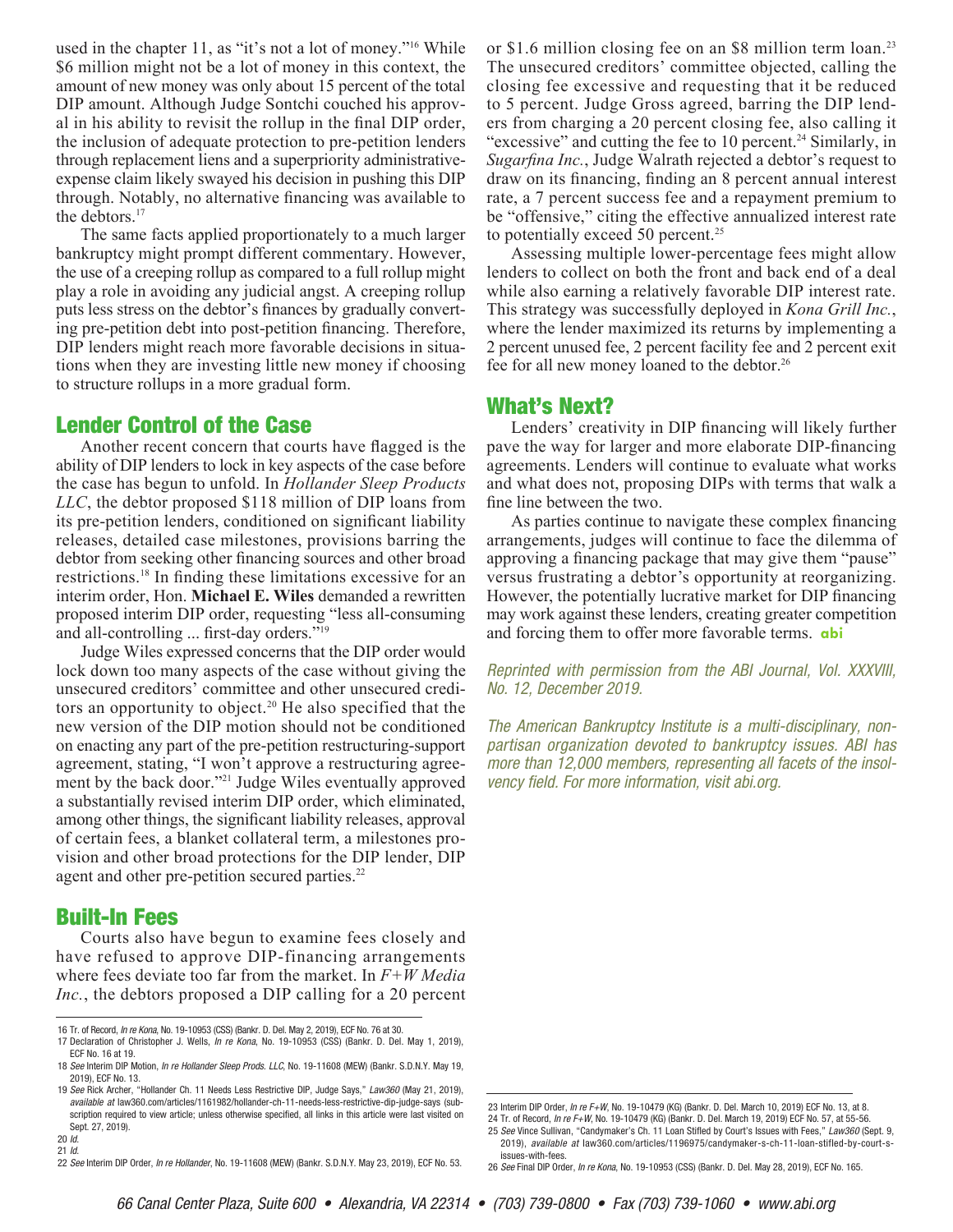used in the chapter 11, as "it's not a lot of money."[16] While $6 million might not be a lot of money in this context, the amount of new money was only about 15 percent of the total DIP amount. Although Judge Sontchi couched his approval in his ability to revisit the rollup in the final DIP order, the inclusion of adequate protection to pre-petition lenders through replacement liens and a superpriority administrative-expense claim likely swayed his decision in pushing this DIP through. Notably, no alternative financing was available to the debtors.[17]

The same facts applied proportionately to a much larger bankruptcy might prompt different commentary. However, the use of a creeping rollup as compared to a full rollup might play a role in avoiding any judicial angst. A creeping rollup puts less stress on the debtor's finances by gradually converting pre-petition debt into post-petition financing. Therefore, DIP lenders might reach more favorable decisions in situations when they are investing little new money if choosing to structure rollups in a more gradual form.

## Lender Control of the Case

Another recent concern that courts have flagged is the ability of DIP lenders to lock in key aspects of the case before the case has begun to unfold. In *Hollander Sleep Products LLC*, the debtor proposed $118 million of DIP loans from its pre-petition lenders, conditioned on significant liability releases, detailed case milestones, provisions barring the debtor from seeking other financing sources and other broad restrictions.[18] In finding these limitations excessive for an interim order, Hon. **Michael E. Wiles** demanded a rewritten proposed interim DIP order, requesting "less all-consuming and all-controlling ... first-day orders."[19]

Judge Wiles expressed concerns that the DIP order would lock down too many aspects of the case without giving the unsecured creditors' committee and other unsecured creditors an opportunity to object.[20] He also specified that the new version of the DIP motion should not be conditioned on enacting any part of the pre-petition restructuring-support agreement, stating, "I won't approve a restructuring agreement by the back door."[21] Judge Wiles eventually approved a substantially revised interim DIP order, which eliminated, among other things, the significant liability releases, approval of certain fees, a blanket collateral term, a milestones provision and other broad protections for the DIP lender, DIP agent and other pre-petition secured parties.[22]

## Built-In Fees

Courts also have begun to examine fees closely and have refused to approve DIP-financing arrangements where fees deviate too far from the market. In *F+W Media Inc.*, the debtors proposed a DIP calling for a 20 percent or $1.6 million closing fee on an $8 million term loan.[23] The unsecured creditors' committee objected, calling the closing fee excessive and requesting that it be reduced to 5 percent. Judge Gross agreed, barring the DIP lenders from charging a 20 percent closing fee, also calling it "excessive" and cutting the fee to 10 percent.[24] Similarly, in *Sugarfina Inc.*, Judge Walrath rejected a debtor's request to draw on its financing, finding an 8 percent annual interest rate, a 7 percent success fee and a repayment premium to be "offensive," citing the effective annualized interest rate to potentially exceed 50 percent.[25]

Assessing multiple lower-percentage fees might allow lenders to collect on both the front and back end of a deal while also earning a relatively favorable DIP interest rate. This strategy was successfully deployed in *Kona Grill Inc.*, where the lender maximized its returns by implementing a 2 percent unused fee, 2 percent facility fee and 2 percent exit fee for all new money loaned to the debtor.[26]

## What's Next?

Lenders' creativity in DIP financing will likely further pave the way for larger and more elaborate DIP-financing agreements. Lenders will continue to evaluate what works and what does not, proposing DIPs with terms that walk a fine line between the two.

As parties continue to navigate these complex financing arrangements, judges will continue to face the dilemma of approving a financing package that may give them "pause" versus frustrating a debtor's opportunity at reorganizing. However, the potentially lucrative market for DIP financing may work against these lenders, creating greater competition and forcing them to offer more favorable terms. **abi**

*Reprinted with permission from the ABI Journal, Vol. XXXVIII, No. 12, December 2019.*

*The American Bankruptcy Institute is a multi-disciplinary, non-partisan organization devoted to bankruptcy issues. ABI has more than 12,000 members, representing all facets of the insolvency field. For more information, visit abi.org.*

---

16 Tr. of Record, *In re Kona*, No. 19-10953 (CSS) (Bankr. D. Del. May 2, 2019), ECF No. 76 at 30.

17 Declaration of Christopher J. Wells, *In re Kona*, No. 19-10953 (CSS) (Bankr. D. Del. May 1, 2019), ECF No. 16 at 19.

18 *See* Interim DIP Motion, *In re Hollander Sleep Prods. LLC*, No. 19-11608 (MEW) (Bankr. S.D.N.Y. May 19, 2019), ECF No. 13.

19 *See* Rick Archer, "Hollander Ch. 11 Needs Less Restrictive DIP, Judge Says," *Law360* (May 21, 2019), *available at* law360.com/articles/1161982/hollander-ch-11-needs-less-restrictive-dip-judge-says (subscription required to view article; unless otherwise specified, all links in this article were last visited on Sept. 27, 2019).

20 *Id.*

21 *Id.*

22 *See* Interim DIP Order, *In re Hollander*, No. 19-11608 (MEW) (Bankr. S.D.N.Y. May 23, 2019), ECF No. 53.

23 Interim DIP Order, *In re F+W*, No. 19-10479 (KG) (Bankr. D. Del. March 10, 2019) ECF No. 13, at 8.

24 Tr. of Record, *In re F+W*, No. 19-10479 (KG) (Bankr. D. Del. March 19, 2019) ECF No. 57, at 55-56.

25 *See* Vince Sullivan, "Candymaker's Ch. 11 Loan Stifled by Court's Issues with Fees," *Law360* (Sept. 9, 2019), *available at* law360.com/articles/1196975/candymaker-s-ch-11-loan-stifled-by-court-s-issues-with-fees.

26 *See* Final DIP Order, *In re Kona*, No. 19-10953 (CSS) (Bankr. D. Del. May 28, 2019), ECF No. 165.

66 Canal Center Plaza, Suite 600 • Alexandria, VA 22314 • (703) 739-0800 • Fax (703) 739-1060 • www.abi.org